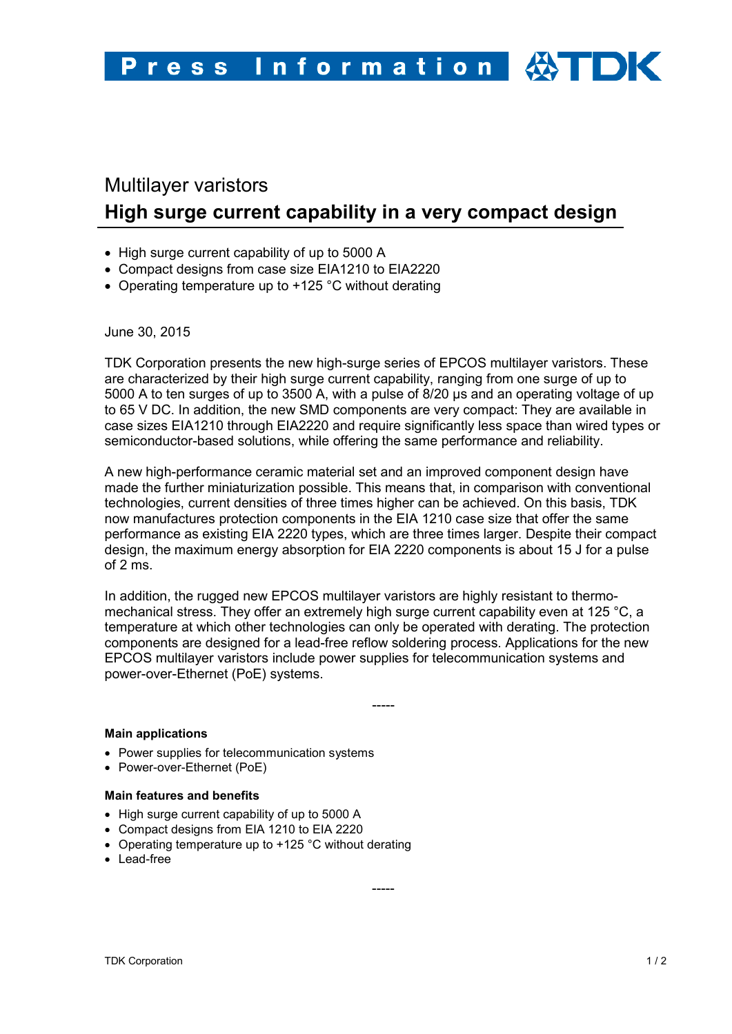# Press Information TDK

## Multilayer varistors

# High surge current capability in a very compact design

- High surge current capability of up to 5000 A
- Compact designs from case size EIA1210 to EIA2220
- Operating temperature up to +125 °C without derating

June 30, 2015

TDK Corporation presents the new high-surge series of EPCOS multilayer varistors. These are characterized by their high surge current capability, ranging from one surge of up to 5000 A to ten surges of up to 3500 A, with a pulse of 8/20 µs and an operating voltage of up to 65 V DC. In addition, the new SMD components are very compact: They are available in case sizes EIA1210 through EIA2220 and require significantly less space than wired types or semiconductor-based solutions, while offering the same performance and reliability.

A new high-performance ceramic material set and an improved component design have made the further miniaturization possible. This means that, in comparison with conventional technologies, current densities of three times higher can be achieved. On this basis, TDK now manufactures protection components in the EIA 1210 case size that offer the same performance as existing EIA 2220 types, which are three times larger. Despite their compact design, the maximum energy absorption for EIA 2220 components is about 15 J for a pulse of 2 ms.

In addition, the rugged new EPCOS multilayer varistors are highly resistant to thermo-mechanical stress. They offer an extremely high surge current capability even at 125 °C, a temperature at which other technologies can only be operated with derating. The protection components are designed for a lead-free reflow soldering process. Applications for the new EPCOS multilayer varistors include power supplies for telecommunication systems and power-over-Ethernet (PoE) systems.

-----

**Main applications**

- Power supplies for telecommunication systems
- Power-over-Ethernet (PoE)

**Main features and benefits**

- High surge current capability of up to 5000 A
- Compact designs from EIA 1210 to EIA 2220
- Operating temperature up to +125 °C without derating
- Lead-free

-----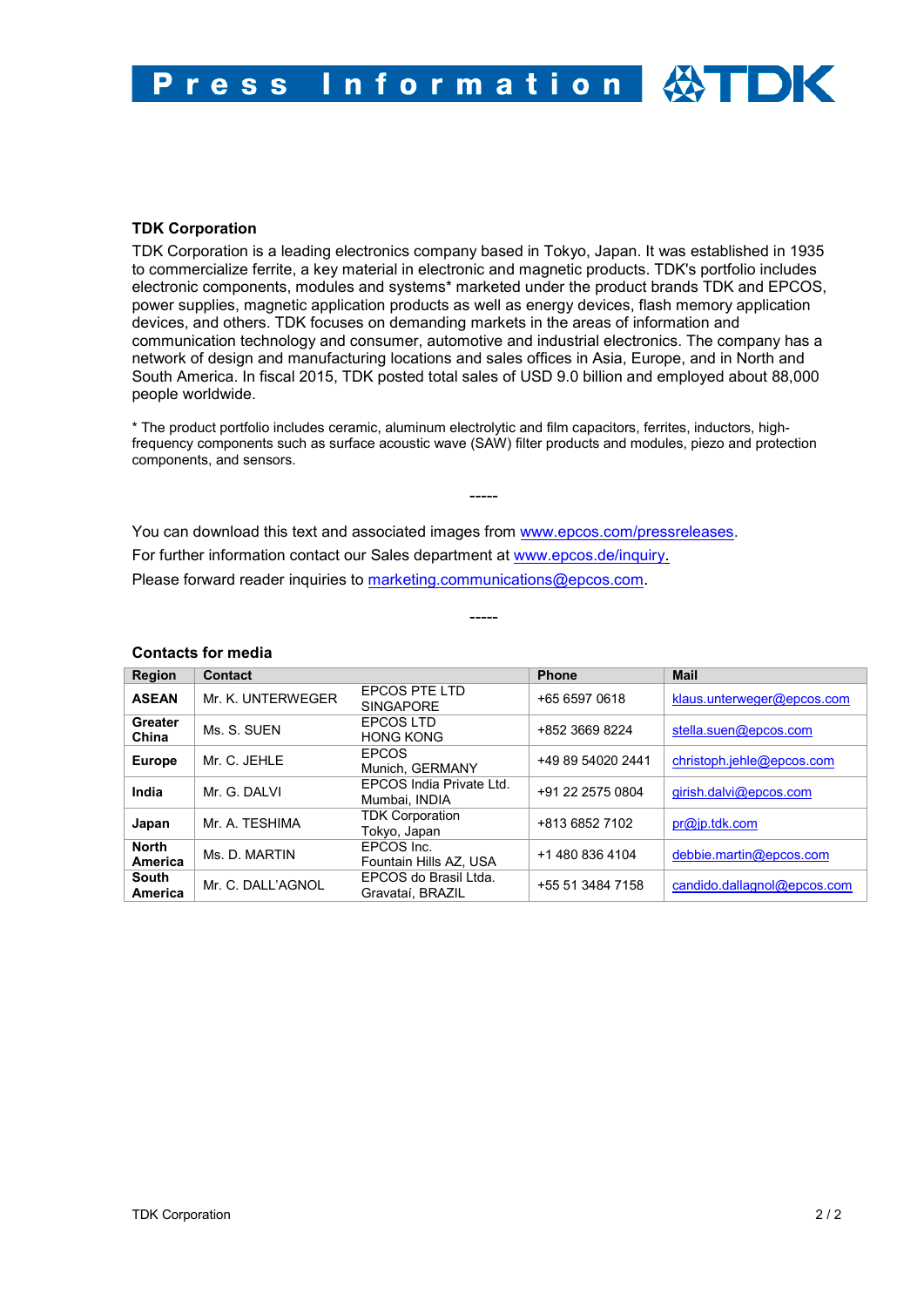**TDK Corporation**

TDK Corporation is a leading electronics company based in Tokyo, Japan. It was established in 1935 to commercialize ferrite, a key material in electronic and magnetic products. TDK's portfolio includes electronic components, modules and systems* marketed under the product brands TDK and EPCOS, power supplies, magnetic application products as well as energy devices, flash memory application devices, and others. TDK focuses on demanding markets in the areas of information and communication technology and consumer, automotive and industrial electronics. The company has a network of design and manufacturing locations and sales offices in Asia, Europe, and in North and South America. In fiscal 2015, TDK posted total sales of USD 9.0 billion and employed about 88,000 people worldwide.

* The product portfolio includes ceramic, aluminum electrolytic and film capacitors, ferrites, inductors, high-frequency components such as surface acoustic wave (SAW) filter products and modules, piezo and protection components, and sensors.

-----

You can download this text and associated images from www.epcos.com/pressreleases.

For further information contact our Sales department at www.epcos.de/inquiry.

Please forward reader inquiries to marketing.communications@epcos.com.

-----

**Contacts for media**

| Region | Contact | | Phone | Mail |
|---|---|---|---|---|
| **ASEAN** | Mr. K. UNTERWEGER | EPCOS PTE LTD SINGAPORE | +65 6597 0618 | klaus.unterweger@epcos.com |
| **Greater China** | Ms. S. SUEN | EPCOS LTD HONG KONG | +852 3669 8224 | stella.suen@epcos.com |
| **Europe** | Mr. C. JEHLE | EPCOS Munich, GERMANY | +49 89 54020 2441 | christoph.jehle@epcos.com |
| **India** | Mr. G. DALVI | EPCOS India Private Ltd. Mumbai, INDIA | +91 22 2575 0804 | girish.dalvi@epcos.com |
| **Japan** | Mr. A. TESHIMA | TDK Corporation Tokyo, Japan | +813 6852 7102 | pr@jp.tdk.com |
| **North America** | Ms. D. MARTIN | EPCOS Inc. Fountain Hills AZ, USA | +1 480 836 4104 | debbie.martin@epcos.com |
| **South America** | Mr. C. DALL'AGNOL | EPCOS do Brasil Ltda. Gravataí, BRAZIL | +55 51 3484 7158 | candido.dallagnol@epcos.com |